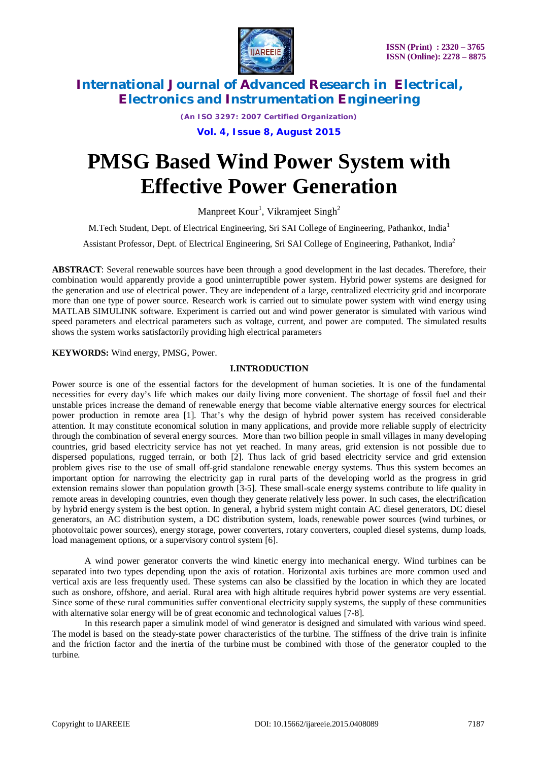# PMSG Based Wind Power System with Effective Power Generation

Manpreet Kour[1], Vikramjeet Singh[2]

M.Tech Student, Dept. of Electrical Engineering, Sri SAI College of Engineering, Pathankot, India[1]

Assistant Professor, Dept. of Electrical Engineering, Sri SAI College of Engineering, Pathankot, India[2]

**ABSTRACT**: Several renewable sources have been through a good development in the last decades. Therefore, their combination would apparently provide a good uninterruptible power system. Hybrid power systems are designed for the generation and use of electrical power. They are independent of a large, centralized electricity grid and incorporate more than one type of power source. Research work is carried out to simulate power system with wind energy using MATLAB SIMULINK software. Experiment is carried out and wind power generator is simulated with various wind speed parameters and electrical parameters such as voltage, current, and power are computed. The simulated results shows the system works satisfactorily providing high electrical parameters

**KEYWORDS:** Wind energy, PMSG, Power.

## I.INTRODUCTION

Power source is one of the essential factors for the development of human societies. It is one of the fundamental necessities for every day's life which makes our daily living more convenient. The shortage of fossil fuel and their unstable prices increase the demand of renewable energy that become viable alternative energy sources for electrical power production in remote area [1]. That's why the design of hybrid power system has received considerable attention. It may constitute economical solution in many applications, and provide more reliable supply of electricity through the combination of several energy sources. More than two billion people in small villages in many developing countries, grid based electricity service has not yet reached. In many areas, grid extension is not possible due to dispersed populations, rugged terrain, or both [2]. Thus lack of grid based electricity service and grid extension problem gives rise to the use of small off-grid standalone renewable energy systems. Thus this system becomes an important option for narrowing the electricity gap in rural parts of the developing world as the progress in grid extension remains slower than population growth [3-5]. These small-scale energy systems contribute to life quality in remote areas in developing countries, even though they generate relatively less power. In such cases, the electrification by hybrid energy system is the best option. In general, a hybrid system might contain AC diesel generators, DC diesel generators, an AC distribution system, a DC distribution system, loads, renewable power sources (wind turbines, or photovoltaic power sources), energy storage, power converters, rotary converters, coupled diesel systems, dump loads, load management options, or a supervisory control system [6].

A wind power generator converts the wind kinetic energy into mechanical energy. Wind turbines can be separated into two types depending upon the axis of rotation. Horizontal axis turbines are more common used and vertical axis are less frequently used. These systems can also be classified by the location in which they are located such as onshore, offshore, and aerial. Rural area with high altitude requires hybrid power systems are very essential. Since some of these rural communities suffer conventional electricity supply systems, the supply of these communities with alternative solar energy will be of great economic and technological values [7-8].

In this research paper a simulink model of wind generator is designed and simulated with various wind speed. The model is based on the steady-state power characteristics of the turbine. The stiffness of the drive train is infinite and the friction factor and the inertia of the turbine must be combined with those of the generator coupled to the turbine.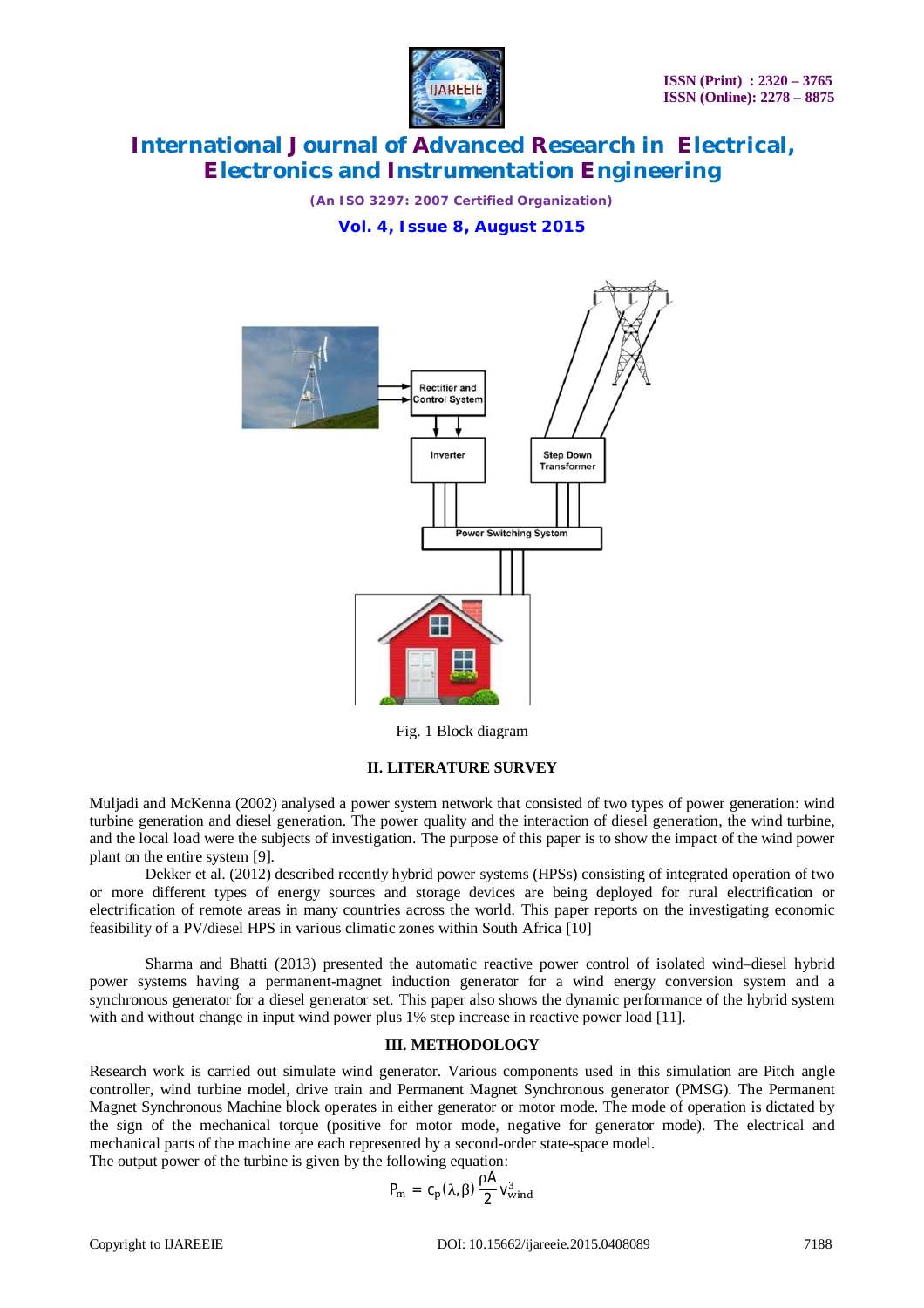Fig. 1 Block diagram

## II. LITERATURE SURVEY

Muljadi and McKenna (2002) analysed a power system network that consisted of two types of power generation: wind turbine generation and diesel generation. The power quality and the interaction of diesel generation, the wind turbine, and the local load were the subjects of investigation. The purpose of this paper is to show the impact of the wind power plant on the entire system [9].

Dekker et al. (2012) described recently hybrid power systems (HPSs) consisting of integrated operation of two or more different types of energy sources and storage devices are being deployed for rural electrification or electrification of remote areas in many countries across the world. This paper reports on the investigating economic feasibility of a PV/diesel HPS in various climatic zones within South Africa [10]

Sharma and Bhatti (2013) presented the automatic reactive power control of isolated wind–diesel hybrid power systems having a permanent-magnet induction generator for a wind energy conversion system and a synchronous generator for a diesel generator set. This paper also shows the dynamic performance of the hybrid system with and without change in input wind power plus 1% step increase in reactive power load [11].

## III. METHODOLOGY

Research work is carried out simulate wind generator. Various components used in this simulation are Pitch angle controller, wind turbine model, drive train and Permanent Magnet Synchronous generator (PMSG). The Permanent Magnet Synchronous Machine block operates in either generator or motor mode. The mode of operation is dictated by the sign of the mechanical torque (positive for motor mode, negative for generator mode). The electrical and mechanical parts of the machine are each represented by a second-order state-space model.

The output power of the turbine is given by the following equation:

$$P_m = c_p(\lambda, \beta)\, \frac{\rho A}{2}\, v_{wind}^3$$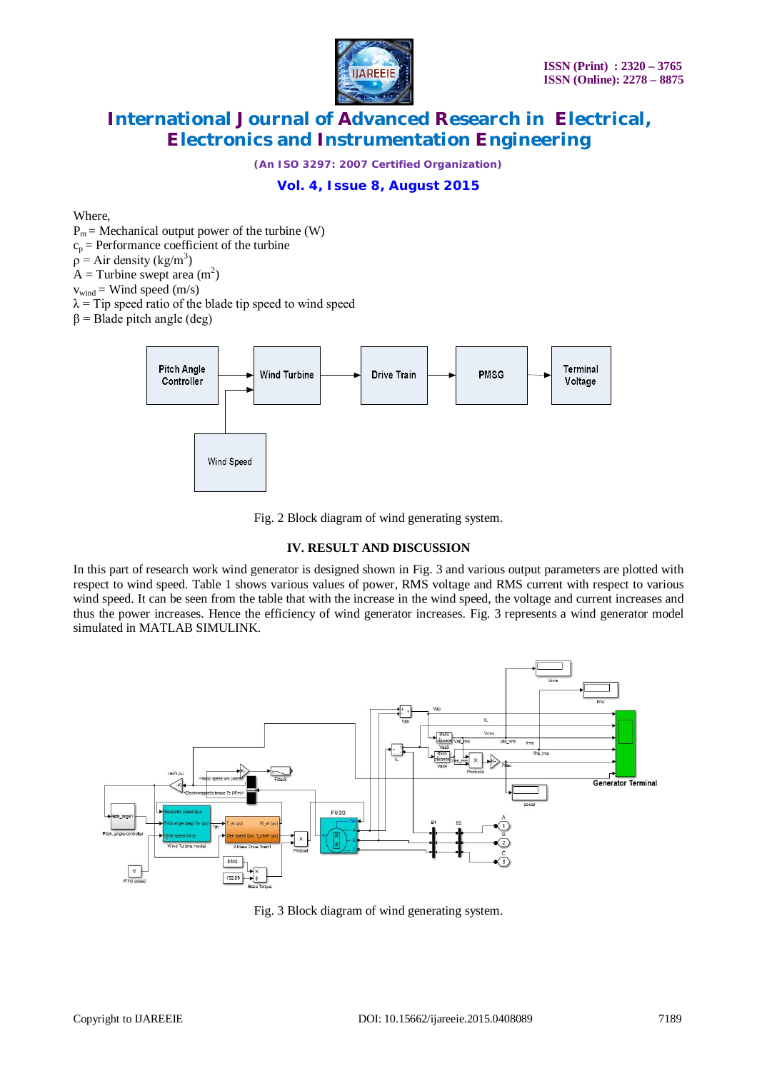Where,

$P_m$ = Mechanical output power of the turbine (W)

$c_p$ = Performance coefficient of the turbine

$\rho$ = Air density ($kg/m^3$)

A = Turbine swept area ($m^2$)

$v_{wind}$ = Wind speed (m/s)

$\lambda$ = Tip speed ratio of the blade tip speed to wind speed

$\beta$ = Blade pitch angle (deg)

Fig. 2 Block diagram of wind generating system.

## IV. RESULT AND DISCUSSION

In this part of research work wind generator is designed shown in Fig. 3 and various output parameters are plotted with respect to wind speed. Table 1 shows various values of power, RMS voltage and RMS current with respect to various wind speed. It can be seen from the table that with the increase in the wind speed, the voltage and current increases and thus the power increases. Hence the efficiency of wind generator increases. Fig. 3 represents a wind generator model simulated in MATLAB SIMULINK.

Fig. 3 Block diagram of wind generating system.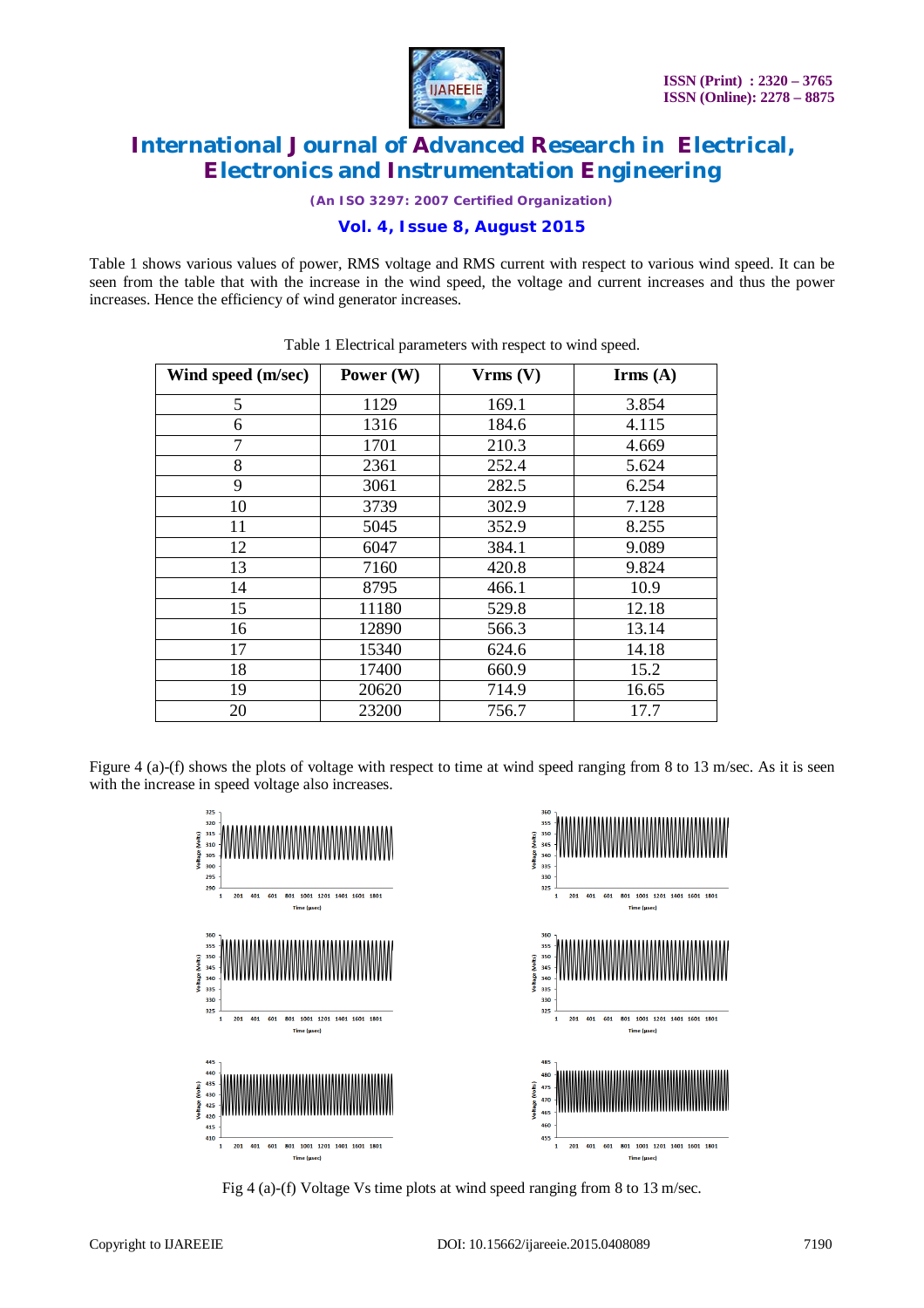Table 1 shows various values of power, RMS voltage and RMS current with respect to various wind speed. It can be seen from the table that with the increase in the wind speed, the voltage and current increases and thus the power increases. Hence the efficiency of wind generator increases.

Table 1 Electrical parameters with respect to wind speed.

| Wind speed (m/sec) | Power (W) | Vrms (V) | Irms (A) |
|---|---|---|---|
| 5 | 1129 | 169.1 | 3.854 |
| 6 | 1316 | 184.6 | 4.115 |
| 7 | 1701 | 210.3 | 4.669 |
| 8 | 2361 | 252.4 | 5.624 |
| 9 | 3061 | 282.5 | 6.254 |
| 10 | 3739 | 302.9 | 7.128 |
| 11 | 5045 | 352.9 | 8.255 |
| 12 | 6047 | 384.1 | 9.089 |
| 13 | 7160 | 420.8 | 9.824 |
| 14 | 8795 | 466.1 | 10.9 |
| 15 | 11180 | 529.8 | 12.18 |
| 16 | 12890 | 566.3 | 13.14 |
| 17 | 15340 | 624.6 | 14.18 |
| 18 | 17400 | 660.9 | 15.2 |
| 19 | 20620 | 714.9 | 16.65 |
| 20 | 23200 | 756.7 | 17.7 |

Figure 4 (a)-(f) shows the plots of voltage with respect to time at wind speed ranging from 8 to 13 m/sec. As it is seen with the increase in speed voltage also increases.

Fig 4 (a)-(f) Voltage Vs time plots at wind speed ranging from 8 to 13 m/sec.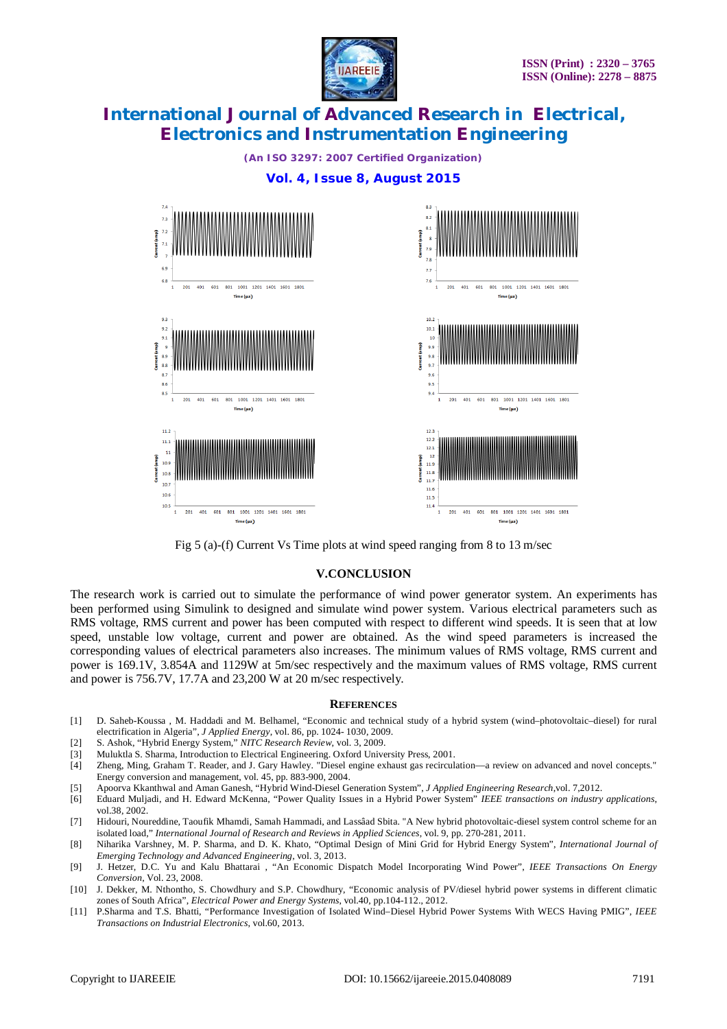7.4
7.3
7.2
7.1
7
6.9
6.8
Current (amp)
1 201 401 601 801 1001 1201 1401 1601 1801
Time (µs)

8.3
8.2
8.1
8
7.9
7.8
7.7
7.6
Current (amp)
1 201 401 601 801 1001 1201 1401 1601 1801
Time (µs)

9.3
9.2
9.1
9
8.9
8.8
8.7
8.6
8.5
Current (amp)
1 201 401 601 801 1001 1201 1401 1601 1801
Time (µs)

10.2
10.1
10
9.9
9.8
9.7
9.6
9.5
9.4
Current (amp)
1 201 401 601 801 1001 1201 1401 1601 1801
Time (µs)

11.2
11.1
11
10.9
10.8
10.7
10.6
10.5
Current (amp)
1 201 401 601 801 1001 1201 1401 1601 1801
Time (µs)

12.3
12.2
12.1
12
11.9
11.8
11.7
11.6
11.5
11.4
Current (amp)
1 201 401 601 801 1001 1201 1401 1601 1801
Time (µs)

Fig 5 (a)-(f) Current Vs Time plots at wind speed ranging from 8 to 13 m/sec

## V.CONCLUSION

The research work is carried out to simulate the performance of wind power generator system. An experiments has been performed using Simulink to designed and simulate wind power system. Various electrical parameters such as RMS voltage, RMS current and power has been computed with respect to different wind speeds. It is seen that at low speed, unstable low voltage, current and power are obtained. As the wind speed parameters is increased the corresponding values of electrical parameters also increases. The minimum values of RMS voltage, RMS current and power is 169.1V, 3.854A and 1129W at 5m/sec respectively and the maximum values of RMS voltage, RMS current and power is 756.7V, 17.7A and 23,200 W at 20 m/sec respectively.

## REFERENCES

[1] D. Saheb-Koussa , M. Haddadi and M. Belhamel, "Economic and technical study of a hybrid system (wind–photovoltaic–diesel) for rural electrification in Algeria", *J Applied Energy*, vol. 86, pp. 1024- 1030, 2009.

[2] S. Ashok, "Hybrid Energy System," *NITC Research Review*, vol. 3, 2009.

[3] Muluktla S. Sharma, Introduction to Electrical Engineering. Oxford University Press, 2001.

[4] Zheng, Ming, Graham T. Reader, and J. Gary Hawley. "Diesel engine exhaust gas recirculation—a review on advanced and novel concepts." Energy conversion and management, vol. 45, pp. 883-900, 2004.

[5] Apoorva Kkanthwal and Aman Ganesh, "Hybrid Wind-Diesel Generation System", *J Applied Engineering Research*,vol. 7,2012.

[6] Eduard Muljadi, and H. Edward McKenna, "Power Quality Issues in a Hybrid Power System" *IEEE transactions on industry applications*, vol.38, 2002.

[7] Hidouri, Noureddine, Taoufik Mhamdi, Samah Hammadi, and Lassâad Sbita. "A New hybrid photovoltaic-diesel system control scheme for an isolated load," *International Journal of Research and Reviews in Applied Sciences*, vol. 9, pp. 270-281, 2011.

[8] Niharika Varshney, M. P. Sharma, and D. K. Khato, "Optimal Design of Mini Grid for Hybrid Energy System", *International Journal of Emerging Technology and Advanced Engineering*, vol. 3, 2013.

[9] J. Hetzer, D.C. Yu and Kalu Bhattarai , "An Economic Dispatch Model Incorporating Wind Power", *IEEE Transactions On Energy Conversion*, Vol. 23, 2008.

[10] J. Dekker, M. Nthontho, S. Chowdhury and S.P. Chowdhury, "Economic analysis of PV/diesel hybrid power systems in different climatic zones of South Africa", *Electrical Power and Energy Systems*, vol.40, pp.104-112., 2012.

[11] P.Sharma and T.S. Bhatti, "Performance Investigation of Isolated Wind–Diesel Hybrid Power Systems With WECS Having PMIG", *IEEE Transactions on Industrial Electronics*, vol.60, 2013.